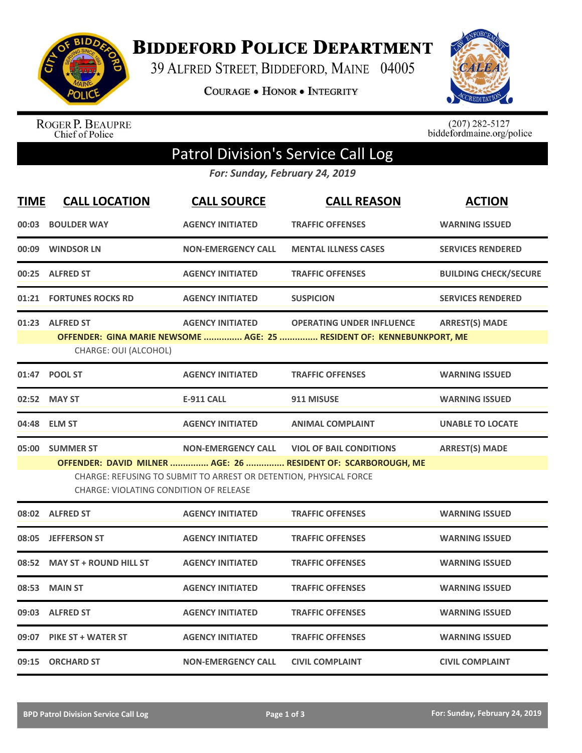# BIDDEFORD POLICE DEPARTMENT

39 ALFRED STREET, BIDDEFORD, MAINE 04005

COURAGE • HONOR • INTEGRITY

ROGER P. BEAUPRE
Chief of Police

(207) 282-5127
biddefordmaine.org/police

## Patrol Division's Service Call Log

*For: Sunday, February 24, 2019*

| TIME | CALL LOCATION | CALL SOURCE | CALL REASON | ACTION |
|---|---|---|---|---|
| 00:03 | BOULDER WAY | AGENCY INITIATED | TRAFFIC OFFENSES | WARNING ISSUED |
| 00:09 | WINDSOR LN | NON-EMERGENCY CALL | MENTAL ILLNESS CASES | SERVICES RENDERED |
| 00:25 | ALFRED ST | AGENCY INITIATED | TRAFFIC OFFENSES | BUILDING CHECK/SECURE |
| 01:21 | FORTUNES ROCKS RD | AGENCY INITIATED | SUSPICION | SERVICES RENDERED |
| 01:23 | ALFRED ST | AGENCY INITIATED | OPERATING UNDER INFLUENCE | ARREST(S) MADE |
| | **OFFENDER: GINA MARIE NEWSOME ............... AGE: 25 ............... RESIDENT OF: KENNEBUNKPORT, ME** | | | |
| | CHARGE: OUI (ALCOHOL) | | | |
| 01:47 | POOL ST | AGENCY INITIATED | TRAFFIC OFFENSES | WARNING ISSUED |
| 02:52 | MAY ST | E-911 CALL | 911 MISUSE | WARNING ISSUED |
| 04:48 | ELM ST | AGENCY INITIATED | ANIMAL COMPLAINT | UNABLE TO LOCATE |
| 05:00 | SUMMER ST | NON-EMERGENCY CALL | VIOL OF BAIL CONDITIONS | ARREST(S) MADE |
| | **OFFENDER: DAVID MILNER ............... AGE: 26 ............... RESIDENT OF: SCARBOROUGH, ME** | | | |
| | CHARGE: REFUSING TO SUBMIT TO ARREST OR DETENTION, PHYSICAL FORCE | | | |
| | CHARGE: VIOLATING CONDITION OF RELEASE | | | |
| 08:02 | ALFRED ST | AGENCY INITIATED | TRAFFIC OFFENSES | WARNING ISSUED |
| 08:05 | JEFFERSON ST | AGENCY INITIATED | TRAFFIC OFFENSES | WARNING ISSUED |
| 08:52 | MAY ST + ROUND HILL ST | AGENCY INITIATED | TRAFFIC OFFENSES | WARNING ISSUED |
| 08:53 | MAIN ST | AGENCY INITIATED | TRAFFIC OFFENSES | WARNING ISSUED |
| 09:03 | ALFRED ST | AGENCY INITIATED | TRAFFIC OFFENSES | WARNING ISSUED |
| 09:07 | PIKE ST + WATER ST | AGENCY INITIATED | TRAFFIC OFFENSES | WARNING ISSUED |
| 09:15 | ORCHARD ST | NON-EMERGENCY CALL | CIVIL COMPLAINT | CIVIL COMPLAINT |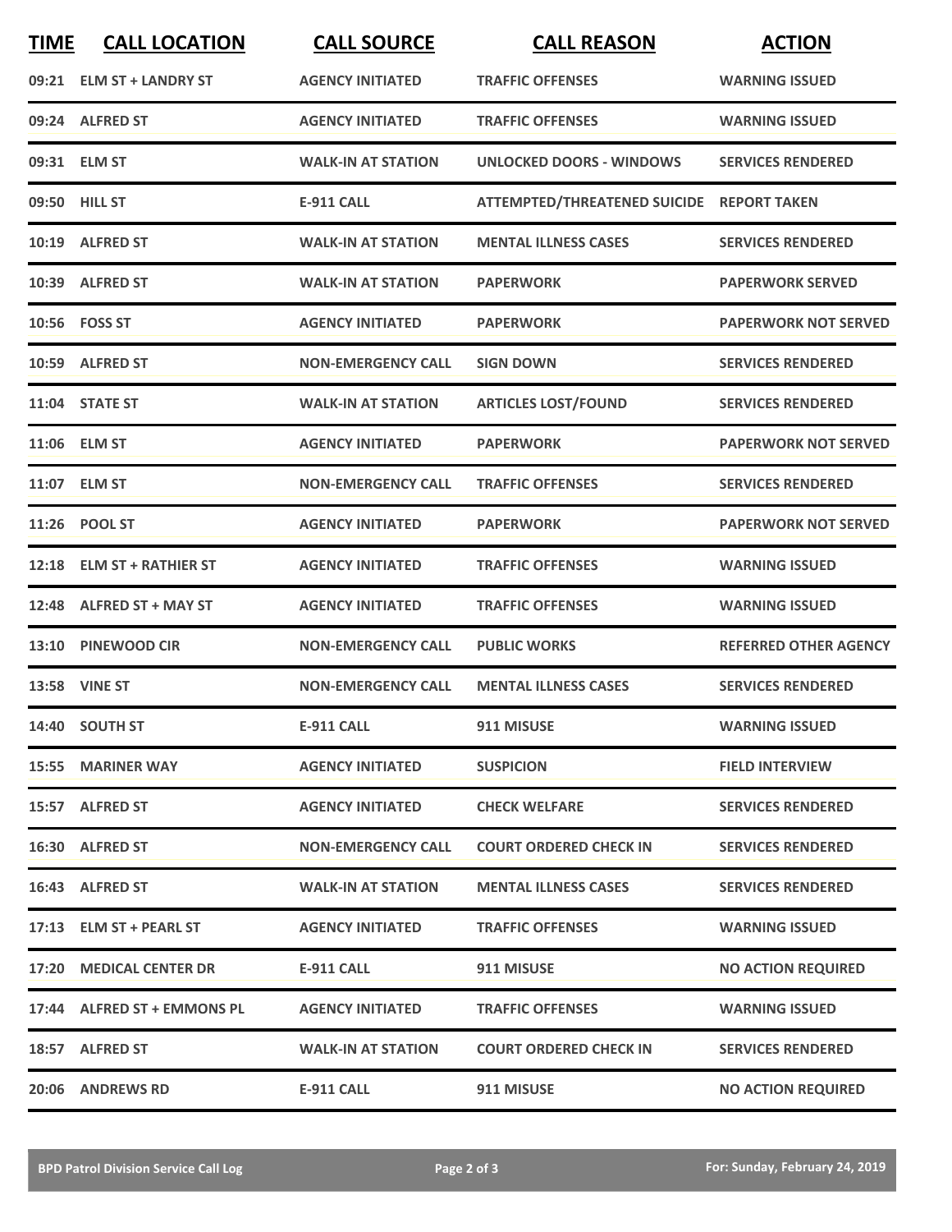| TIME | CALL LOCATION | CALL SOURCE | CALL REASON | ACTION |
| --- | --- | --- | --- | --- |
| 09:21 | ELM ST + LANDRY ST | AGENCY INITIATED | TRAFFIC OFFENSES | WARNING ISSUED |
| 09:24 | ALFRED ST | AGENCY INITIATED | TRAFFIC OFFENSES | WARNING ISSUED |
| 09:31 | ELM ST | WALK-IN AT STATION | UNLOCKED DOORS - WINDOWS | SERVICES RENDERED |
| 09:50 | HILL ST | E-911 CALL | ATTEMPTED/THREATENED SUICIDE | REPORT TAKEN |
| 10:19 | ALFRED ST | WALK-IN AT STATION | MENTAL ILLNESS CASES | SERVICES RENDERED |
| 10:39 | ALFRED ST | WALK-IN AT STATION | PAPERWORK | PAPERWORK SERVED |
| 10:56 | FOSS ST | AGENCY INITIATED | PAPERWORK | PAPERWORK NOT SERVED |
| 10:59 | ALFRED ST | NON-EMERGENCY CALL | SIGN DOWN | SERVICES RENDERED |
| 11:04 | STATE ST | WALK-IN AT STATION | ARTICLES LOST/FOUND | SERVICES RENDERED |
| 11:06 | ELM ST | AGENCY INITIATED | PAPERWORK | PAPERWORK NOT SERVED |
| 11:07 | ELM ST | NON-EMERGENCY CALL | TRAFFIC OFFENSES | SERVICES RENDERED |
| 11:26 | POOL ST | AGENCY INITIATED | PAPERWORK | PAPERWORK NOT SERVED |
| 12:18 | ELM ST + RATHIER ST | AGENCY INITIATED | TRAFFIC OFFENSES | WARNING ISSUED |
| 12:48 | ALFRED ST + MAY ST | AGENCY INITIATED | TRAFFIC OFFENSES | WARNING ISSUED |
| 13:10 | PINEWOOD CIR | NON-EMERGENCY CALL | PUBLIC WORKS | REFERRED OTHER AGENCY |
| 13:58 | VINE ST | NON-EMERGENCY CALL | MENTAL ILLNESS CASES | SERVICES RENDERED |
| 14:40 | SOUTH ST | E-911 CALL | 911 MISUSE | WARNING ISSUED |
| 15:55 | MARINER WAY | AGENCY INITIATED | SUSPICION | FIELD INTERVIEW |
| 15:57 | ALFRED ST | AGENCY INITIATED | CHECK WELFARE | SERVICES RENDERED |
| 16:30 | ALFRED ST | NON-EMERGENCY CALL | COURT ORDERED CHECK IN | SERVICES RENDERED |
| 16:43 | ALFRED ST | WALK-IN AT STATION | MENTAL ILLNESS CASES | SERVICES RENDERED |
| 17:13 | ELM ST + PEARL ST | AGENCY INITIATED | TRAFFIC OFFENSES | WARNING ISSUED |
| 17:20 | MEDICAL CENTER DR | E-911 CALL | 911 MISUSE | NO ACTION REQUIRED |
| 17:44 | ALFRED ST + EMMONS PL | AGENCY INITIATED | TRAFFIC OFFENSES | WARNING ISSUED |
| 18:57 | ALFRED ST | WALK-IN AT STATION | COURT ORDERED CHECK IN | SERVICES RENDERED |
| 20:06 | ANDREWS RD | E-911 CALL | 911 MISUSE | NO ACTION REQUIRED |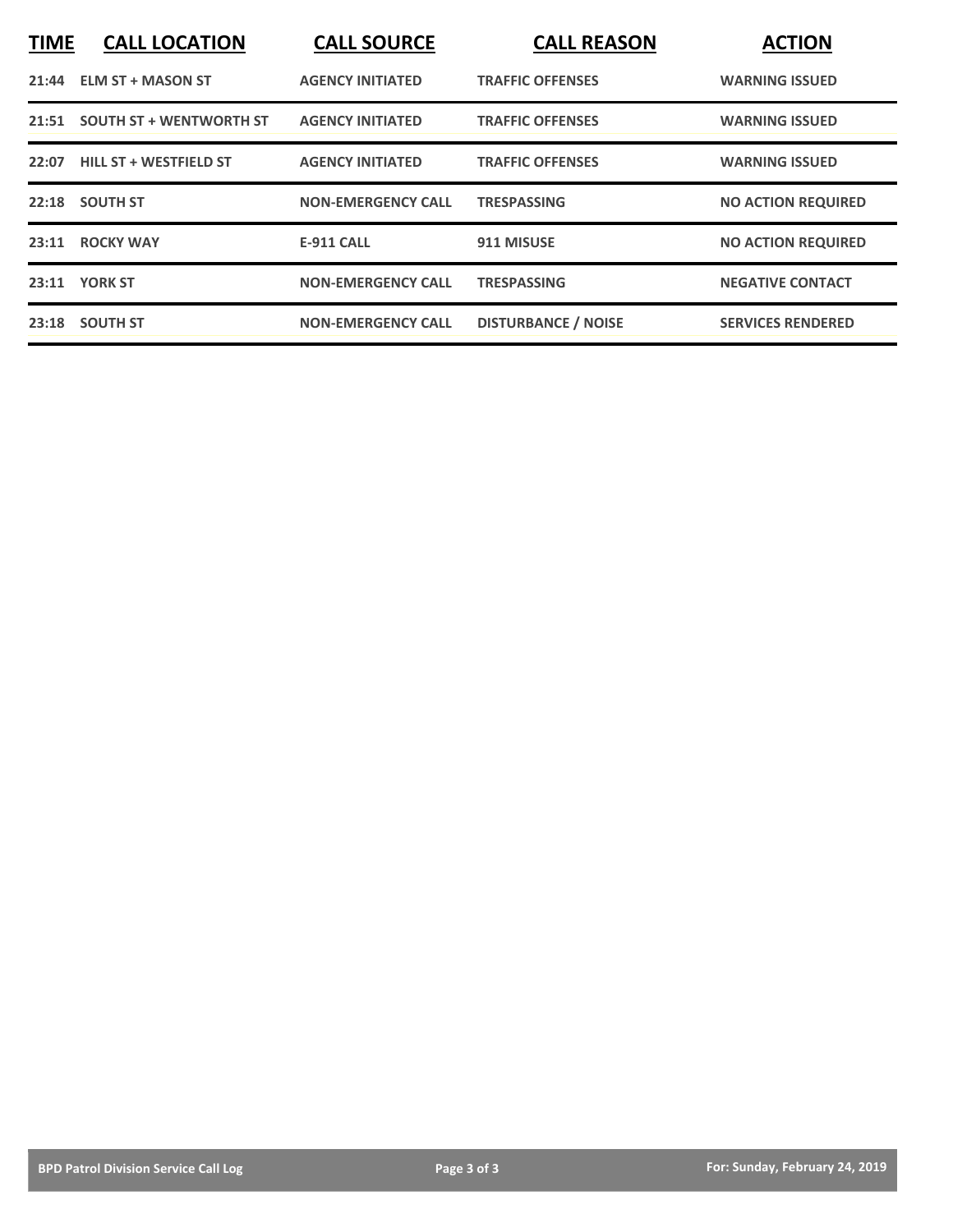| TIME | CALL LOCATION | CALL SOURCE | CALL REASON | ACTION |
| --- | --- | --- | --- | --- |
| 21:44 | ELM ST + MASON ST | AGENCY INITIATED | TRAFFIC OFFENSES | WARNING ISSUED |
| 21:51 | SOUTH ST + WENTWORTH ST | AGENCY INITIATED | TRAFFIC OFFENSES | WARNING ISSUED |
| 22:07 | HILL ST + WESTFIELD ST | AGENCY INITIATED | TRAFFIC OFFENSES | WARNING ISSUED |
| 22:18 | SOUTH ST | NON-EMERGENCY CALL | TRESPASSING | NO ACTION REQUIRED |
| 23:11 | ROCKY WAY | E-911 CALL | 911 MISUSE | NO ACTION REQUIRED |
| 23:11 | YORK ST | NON-EMERGENCY CALL | TRESPASSING | NEGATIVE CONTACT |
| 23:18 | SOUTH ST | NON-EMERGENCY CALL | DISTURBANCE / NOISE | SERVICES RENDERED |